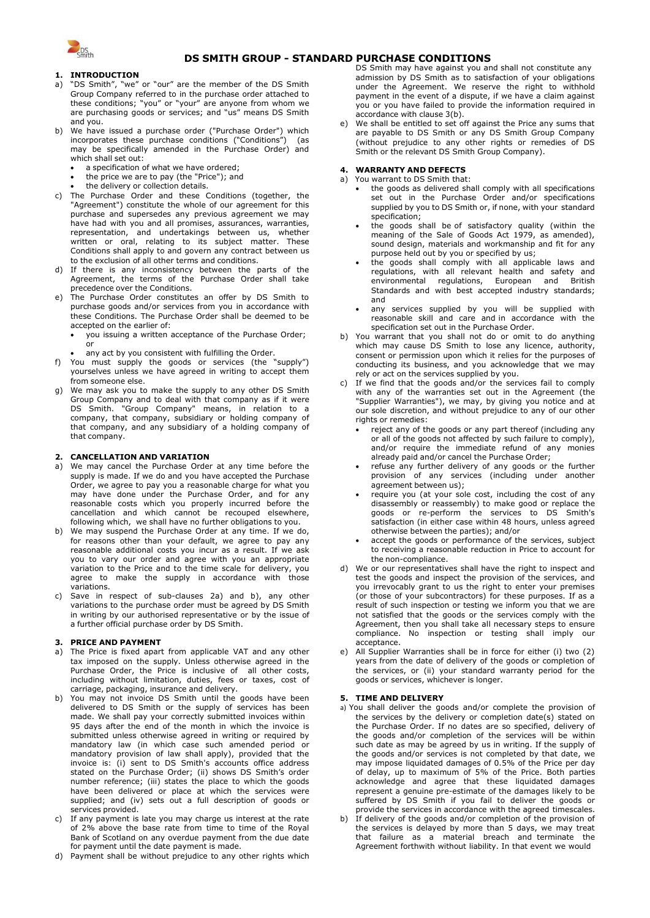# DS SMITH GROUP - STANDARD PURCHASE CONDITIONS

## 1. INTRODUCTION

a) "DS Smith", "we" or "our" are the member of the DS Smith Group Company referred to in the purchase order attached to these conditions; "you" or "your" are anyone from whom we are purchasing goods or services; and "us" means DS Smith and you.

b) We have issued a purchase order ("Purchase Order") which incorporates these purchase conditions ("Conditions") (as may be specifically amended in the Purchase Order) and which shall set out:

- a specification of what we have ordered;
- the price we are to pay (the "Price"); and
- the delivery or collection details.

c) The Purchase Order and these Conditions (together, the "Agreement") constitute the whole of our agreement for this purchase and supersedes any previous agreement we may have had with you and all promises, assurances, warranties, representation, and undertakings between us, whether written or oral, relating to its subject matter. These Conditions shall apply to and govern any contract between us to the exclusion of all other terms and conditions.

d) If there is any inconsistency between the parts of the Agreement, the terms of the Purchase Order shall take precedence over the Conditions.

e) The Purchase Order constitutes an offer by DS Smith to purchase goods and/or services from you in accordance with these Conditions. The Purchase Order shall be deemed to be accepted on the earlier of:

- you issuing a written acceptance of the Purchase Order; or
- any act by you consistent with fulfilling the Order.

f) You must supply the goods or services (the "supply") yourselves unless we have agreed in writing to accept them from someone else.

g) We may ask you to make the supply to any other DS Smith Group Company and to deal with that company as if it were DS Smith. "Group Company" means, in relation to a company, that company, subsidiary or holding company of that company, and any subsidiary of a holding company of that company.

## 2. CANCELLATION AND VARIATION

a) We may cancel the Purchase Order at any time before the supply is made. If we do and you have accepted the Purchase Order, we agree to pay you a reasonable charge for what you may have done under the Purchase Order, and for any reasonable costs which you properly incurred before the cancellation and which cannot be recouped elsewhere, following which, we shall have no further obligations to you.

b) We may suspend the Purchase Order at any time. If we do, for reasons other than your default, we agree to pay any reasonable additional costs you incur as a result. If we ask you to vary our order and agree with you an appropriate variation to the Price and to the time scale for delivery, you agree to make the supply in accordance with those variations.

c) Save in respect of sub-clauses 2a) and b), any other variations to the purchase order must be agreed by DS Smith in writing by our authorised representative or by the issue of a further official purchase order by DS Smith.

## 3. PRICE AND PAYMENT

a) The Price is fixed apart from applicable VAT and any other tax imposed on the supply. Unless otherwise agreed in the Purchase Order, the Price is inclusive of all other costs, including without limitation, duties, fees or taxes, cost of carriage, packaging, insurance and delivery.

b) You may not invoice DS Smith until the goods have been delivered to DS Smith or the supply of services has been made. We shall pay your correctly submitted invoices within 95 days after the end of the month in which the invoice is submitted unless otherwise agreed in writing or required by mandatory law (in which case such amended period or mandatory provision of law shall apply), provided that the invoice is: (i) sent to DS Smith's accounts office address stated on the Purchase Order; (ii) shows DS Smith's order number reference; (iii) states the place to which the goods have been delivered or place at which the services were supplied; and (iv) sets out a full description of goods or services provided.

c) If any payment is late you may charge us interest at the rate of 2% above the base rate from time to time of the Royal Bank of Scotland on any overdue payment from the due date for payment until the date payment is made.

d) Payment shall be without prejudice to any other rights which DS Smith may have against you and shall not constitute any admission by DS Smith as to satisfaction of your obligations under the Agreement. We reserve the right to withhold payment in the event of a dispute, if we have a claim against you or you have failed to provide the information required in accordance with clause 3(b).

e) We shall be entitled to set off against the Price any sums that are payable to DS Smith or any DS Smith Group Company (without prejudice to any other rights or remedies of DS Smith or the relevant DS Smith Group Company).

## 4. WARRANTY AND DEFECTS

a) You warrant to DS Smith that:

- the goods as delivered shall comply with all specifications set out in the Purchase Order and/or specifications supplied by you to DS Smith or, if none, with your standard specification;
- the goods shall be of satisfactory quality (within the meaning of the Sale of Goods Act 1979, as amended), sound design, materials and workmanship and fit for any purpose held out by you or specified by us;
- the goods shall comply with all applicable laws and regulations, with all relevant health and safety and environmental regulations, European and British Standards and with best accepted industry standards; and
- any services supplied by you will be supplied with reasonable skill and care and in accordance with the specification set out in the Purchase Order.

b) You warrant that you shall not do or omit to do anything which may cause DS Smith to lose any licence, authority, consent or permission upon which it relies for the purposes of conducting its business, and you acknowledge that we may rely or act on the services supplied by you.

c) If we find that the goods and/or the services fail to comply with any of the warranties set out in the Agreement (the "Supplier Warranties"), we may, by giving you notice and at our sole discretion, and without prejudice to any of our other rights or remedies:

- reject any of the goods or any part thereof (including any or all of the goods not affected by such failure to comply), and/or require the immediate refund of any monies already paid and/or cancel the Purchase Order;
- refuse any further delivery of any goods or the further provision of any services (including under another agreement between us);
- require you (at your sole cost, including the cost of any disassembly or reassembly) to make good or replace the goods or re-perform the services to DS Smith's satisfaction (in either case within 48 hours, unless agreed otherwise between the parties); and/or
- accept the goods or performance of the services, subject to receiving a reasonable reduction in Price to account for the non-compliance.

d) We or our representatives shall have the right to inspect and test the goods and inspect the provision of the services, and you irrevocably grant to us the right to enter your premises (or those of your subcontractors) for these purposes. If as a result of such inspection or testing we inform you that we are not satisfied that the goods or the services comply with the Agreement, then you shall take all necessary steps to ensure compliance. No inspection or testing shall imply our acceptance.

e) All Supplier Warranties shall be in force for either (i) two (2) years from the date of delivery of the goods or completion of the services, or (ii) your standard warranty period for the goods or services, whichever is longer.

## 5. TIME AND DELIVERY

a) You shall deliver the goods and/or complete the provision of the services by the delivery or completion date(s) stated on the Purchase Order. If no dates are so specified, delivery of the goods and/or completion of the services will be within such date as may be agreed by us in writing. If the supply of the goods and/or services is not completed by that date, we may impose liquidated damages of 0.5% of the Price per day of delay, up to maximum of 5% of the Price. Both parties acknowledge and agree that these liquidated damages represent a genuine pre-estimate of the damages likely to be suffered by DS Smith if you fail to deliver the goods or provide the services in accordance with the agreed timescales.

b) If delivery of the goods and/or completion of the provision of the services is delayed by more than 5 days, we may treat that failure as a material breach and terminate the Agreement forthwith without liability. In that event we would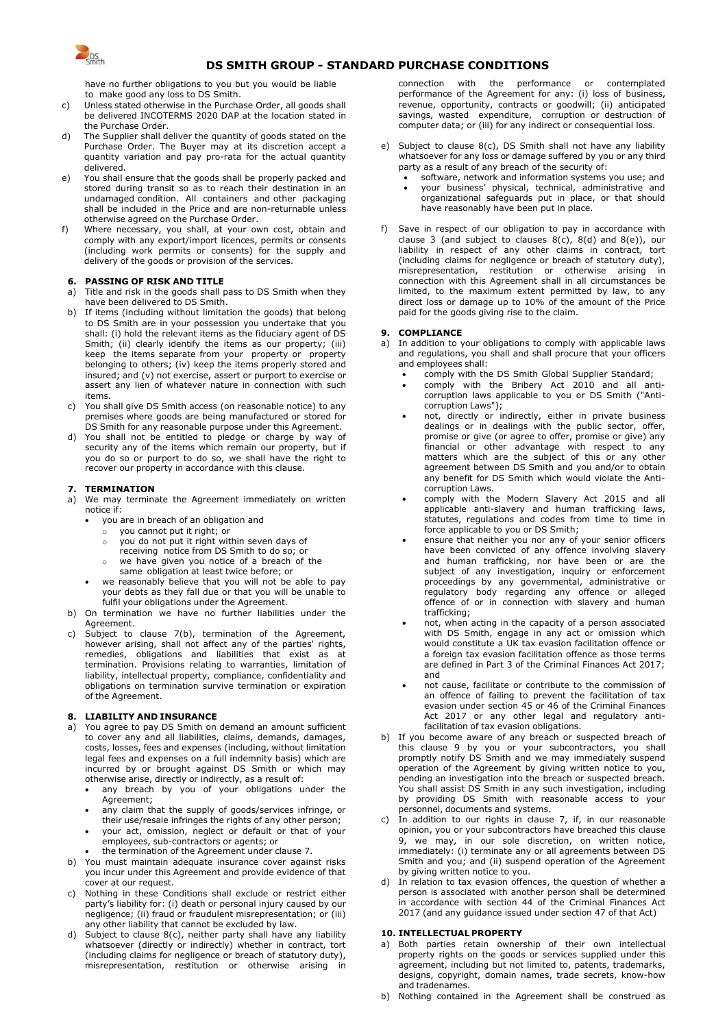have no further obligations to you but you would be liable to make good any loss to DS Smith.

c) Unless stated otherwise in the Purchase Order, all goods shall be delivered INCOTERMS 2020 DAP at the location stated in the Purchase Order.

d) The Supplier shall deliver the quantity of goods stated on the Purchase Order. The Buyer may at its discretion accept a quantity variation and pay pro-rata for the actual quantity delivered.

e) You shall ensure that the goods shall be properly packed and stored during transit so as to reach their destination in an undamaged condition. All containers and other packaging shall be included in the Price and are non-returnable unless otherwise agreed on the Purchase Order.

f) Where necessary, you shall, at your own cost, obtain and comply with any export/import licences, permits or consents (including work permits or consents) for the supply and delivery of the goods or provision of the services.

### 6. PASSING OF RISK AND TITLE

a) Title and risk in the goods shall pass to DS Smith when they have been delivered to DS Smith.

b) If items (including without limitation the goods) that belong to DS Smith are in your possession you undertake that you shall: (i) hold the relevant items as the fiduciary agent of DS Smith; (ii) clearly identify the items as our property; (iii) keep the items separate from your property or property belonging to others; (iv) keep the items properly stored and insured; and (v) not exercise, assert or purport to exercise or assert any lien of whatever nature in connection with such items.

c) You shall give DS Smith access (on reasonable notice) to any premises where goods are being manufactured or stored for DS Smith for any reasonable purpose under this Agreement.

d) You shall not be entitled to pledge or charge by way of security any of the items which remain our property, but if you do so or purport to do so, we shall have the right to recover our property in accordance with this clause.

### 7. TERMINATION

a) We may terminate the Agreement immediately on written notice if:
- you are in breach of an obligation and
  - you cannot put it right; or
  - you do not put it right within seven days of receiving notice from DS Smith to do so; or
  - we have given you notice of a breach of the same obligation at least twice before; or
- we reasonably believe that you will not be able to pay your debts as they fall due or that you will be unable to fulfil your obligations under the Agreement.

b) On termination we have no further liabilities under the Agreement.

c) Subject to clause 7(b), termination of the Agreement, however arising, shall not affect any of the parties' rights, remedies, obligations and liabilities that exist as at termination. Provisions relating to warranties, limitation of liability, intellectual property, compliance, confidentiality and obligations on termination survive termination or expiration of the Agreement.

### 8. LIABILITY AND INSURANCE

a) You agree to pay DS Smith on demand an amount sufficient to cover any and all liabilities, claims, demands, damages, costs, losses, fees and expenses (including, without limitation legal fees and expenses on a full indemnity basis) which are incurred by or brought against DS Smith or which may otherwise arise, directly or indirectly, as a result of:
- any breach by you of your obligations under the Agreement;
- any claim that the supply of goods/services infringe, or their use/resale infringes the rights of any other person;
- your act, omission, neglect or default or that of your employees, sub-contractors or agents; or
- the termination of the Agreement under clause 7.

b) You must maintain adequate insurance cover against risks you incur under this Agreement and provide evidence of that cover at our request.

c) Nothing in these Conditions shall exclude or restrict either party's liability for: (i) death or personal injury caused by our negligence; (ii) fraud or fraudulent misrepresentation; or (iii) any other liability that cannot be excluded by law.

d) Subject to clause 8(c), neither party shall have any liability whatsoever (directly or indirectly) whether in contract, tort (including claims for negligence or breach of statutory duty), misrepresentation, restitution or otherwise arising in connection with the performance or contemplated performance of the Agreement for any: (i) loss of business, revenue, opportunity, contracts or goodwill; (ii) anticipated savings, wasted expenditure, corruption or destruction of computer data; or (iii) for any indirect or consequential loss.

e) Subject to clause 8(c), DS Smith shall not have any liability whatsoever for any loss or damage suffered by you or any third party as a result of any breach of the security of:
- software, network and information systems you use; and
- your business' physical, technical, administrative and organizational safeguards put in place, or that should have reasonably have been put in place.

f) Save in respect of our obligation to pay in accordance with clause 3 (and subject to clauses 8(c), 8(d) and 8(e)), our liability in respect of any other claims in contract, tort (including claims for negligence or breach of statutory duty), misrepresentation, restitution or otherwise arising in connection with this Agreement shall in all circumstances be limited, to the maximum extent permitted by law, to any direct loss or damage up to 10% of the amount of the Price paid for the goods giving rise to the claim.

### 9. COMPLIANCE

a) In addition to your obligations to comply with applicable laws and regulations, you shall and shall procure that your officers and employees shall:
- comply with the DS Smith Global Supplier Standard;
- comply with the Bribery Act 2010 and all anti-corruption laws applicable to you or DS Smith ("Anti-corruption Laws");
- not, directly or indirectly, either in private business dealings or in dealings with the public sector, offer, promise or give (or agree to offer, promise or give) any financial or other advantage with respect to any matters which are the subject of this or any other agreement between DS Smith and you and/or to obtain any benefit for DS Smith which would violate the Anti-corruption Laws.
- comply with the Modern Slavery Act 2015 and all applicable anti-slavery and human trafficking laws, statutes, regulations and codes from time to time in force applicable to you or DS Smith;
- ensure that neither you nor any of your senior officers have been convicted of any offence involving slavery and human trafficking, nor have been or are the subject of any investigation, inquiry or enforcement proceedings by any governmental, administrative or regulatory body regarding any offence or alleged offence of or in connection with slavery and human trafficking;
- not, when acting in the capacity of a person associated with DS Smith, engage in any act or omission which would constitute a UK tax evasion facilitation offence or a foreign tax evasion facilitation offence as those terms are defined in Part 3 of the Criminal Finances Act 2017; and
- not cause, facilitate or contribute to the commission of an offence of failing to prevent the facilitation of tax evasion under section 45 or 46 of the Criminal Finances Act 2017 or any other legal and regulatory anti-facilitation of tax evasion obligations.

b) If you become aware of any breach or suspected breach of this clause 9 by you or your subcontractors, you shall promptly notify DS Smith and we may immediately suspend operation of the Agreement by giving written notice to you, pending an investigation into the breach or suspected breach. You shall assist DS Smith in any such investigation, including by providing DS Smith with reasonable access to your personnel, documents and systems.

c) In addition to our rights in clause 7, if, in our reasonable opinion, you or your subcontractors have breached this clause 9, we may, in our sole discretion, on written notice, immediately: (i) terminate any or all agreements between DS Smith and you; and (ii) suspend operation of the Agreement by giving written notice to you.

d) In relation to tax evasion offences, the question of whether a person is associated with another person shall be determined in accordance with section 44 of the Criminal Finances Act 2017 (and any guidance issued under section 47 of that Act)

### 10. INTELLECTUAL PROPERTY

a) Both parties retain ownership of their own intellectual property rights on the goods or services supplied under this agreement, including but not limited to, patents, trademarks, designs, copyright, domain names, trade secrets, know-how and tradenames.

b) Nothing contained in the Agreement shall be construed as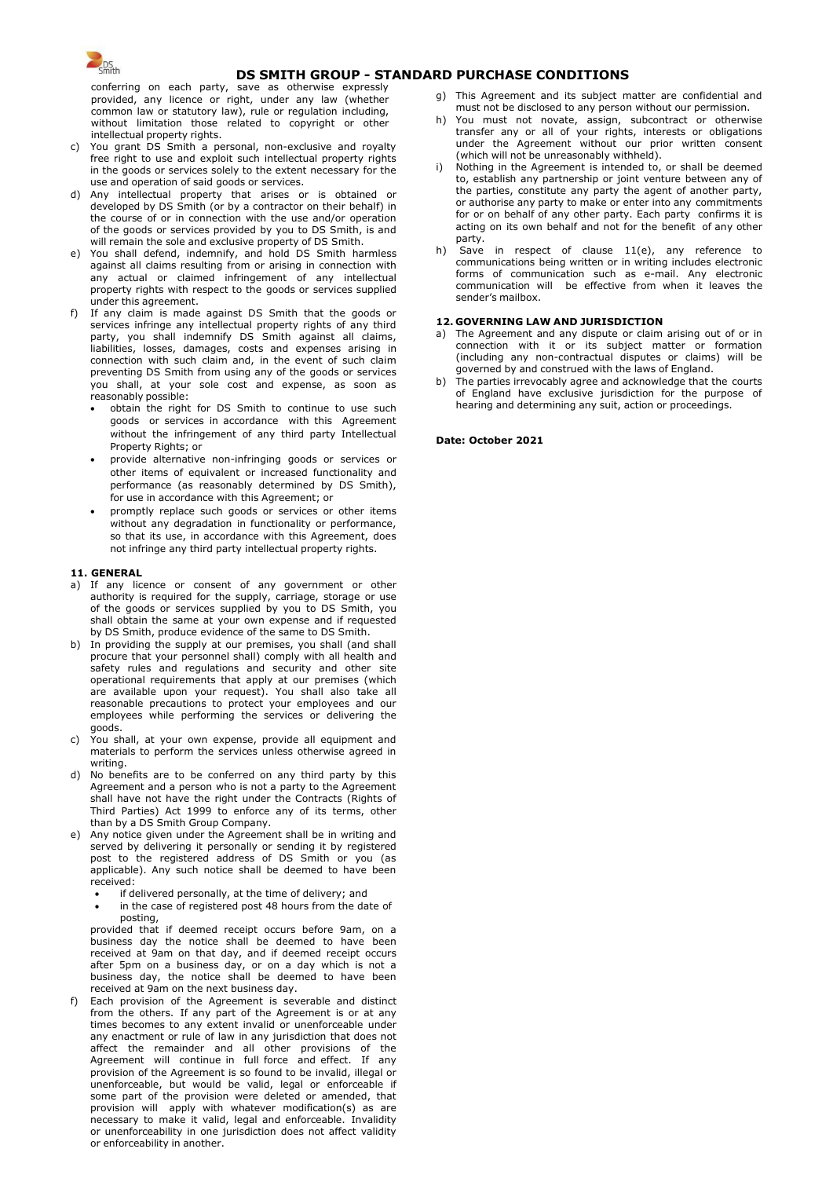conferring on each party, save as otherwise expressly provided, any licence or right, under any law (whether common law or statutory law), rule or regulation including, without limitation those related to copyright or other intellectual property rights.

c) You grant DS Smith a personal, non-exclusive and royalty free right to use and exploit such intellectual property rights in the goods or services solely to the extent necessary for the use and operation of said goods or services.

d) Any intellectual property that arises or is obtained or developed by DS Smith (or by a contractor on their behalf) in the course of or in connection with the use and/or operation of the goods or services provided by you to DS Smith, is and will remain the sole and exclusive property of DS Smith.

e) You shall defend, indemnify, and hold DS Smith harmless against all claims resulting from or arising in connection with any actual or claimed infringement of any intellectual property rights with respect to the goods or services supplied under this agreement.

f) If any claim is made against DS Smith that the goods or services infringe any intellectual property rights of any third party, you shall indemnify DS Smith against all claims, liabilities, losses, damages, costs and expenses arising in connection with such claim and, in the event of such claim preventing DS Smith from using any of the goods or services you shall, at your sole cost and expense, as soon as reasonably possible:
   - obtain the right for DS Smith to continue to use such goods or services in accordance with this Agreement without the infringement of any third party Intellectual Property Rights; or
   - provide alternative non-infringing goods or services or other items of equivalent or increased functionality and performance (as reasonably determined by DS Smith), for use in accordance with this Agreement; or
   - promptly replace such goods or services or other items without any degradation in functionality or performance, so that its use, in accordance with this Agreement, does not infringe any third party intellectual property rights.

**11. GENERAL**

a) If any licence or consent of any government or other authority is required for the supply, carriage, storage or use of the goods or services supplied by you to DS Smith, you shall obtain the same at your own expense and if requested by DS Smith, produce evidence of the same to DS Smith.

b) In providing the supply at our premises, you shall (and shall procure that your personnel shall) comply with all health and safety rules and regulations and security and other site operational requirements that apply at our premises (which are available upon your request). You shall also take all reasonable precautions to protect your employees and our employees while performing the services or delivering the goods.

c) You shall, at your own expense, provide all equipment and materials to perform the services unless otherwise agreed in writing.

d) No benefits are to be conferred on any third party by this Agreement and a person who is not a party to the Agreement shall have not have the right under the Contracts (Rights of Third Parties) Act 1999 to enforce any of its terms, other than by a DS Smith Group Company.

e) Any notice given under the Agreement shall be in writing and served by delivering it personally or sending it by registered post to the registered address of DS Smith or you (as applicable). Any such notice shall be deemed to have been received:
   - if delivered personally, at the time of delivery; and
   - in the case of registered post 48 hours from the date of posting,

   provided that if deemed receipt occurs before 9am, on a business day the notice shall be deemed to have been received at 9am on that day, and if deemed receipt occurs after 5pm on a business day, or on a day which is not a business day, the notice shall be deemed to have been received at 9am on the next business day.

f) Each provision of the Agreement is severable and distinct from the others. If any part of the Agreement is or at any times becomes to any extent invalid or unenforceable under any enactment or rule of law in any jurisdiction that does not affect the remainder and all other provisions of the Agreement will continue in full force and effect. If any provision of the Agreement is so found to be invalid, illegal or unenforceable, but would be valid, legal or enforceable if some part of the provision were deleted or amended, that provision will apply with whatever modification(s) as are necessary to make it valid, legal and enforceable. Invalidity or unenforceability in one jurisdiction does not affect validity or enforceability in another.

g) This Agreement and its subject matter are confidential and must not be disclosed to any person without our permission.

h) You must not novate, assign, subcontract or otherwise transfer any or all of your rights, interests or obligations under the Agreement without our prior written consent (which will not be unreasonably withheld).

i) Nothing in the Agreement is intended to, or shall be deemed to, establish any partnership or joint venture between any of the parties, constitute any party the agent of another party, or authorise any party to make or enter into any commitments for or on behalf of any other party. Each party confirms it is acting on its own behalf and not for the benefit of any other party.

h) Save in respect of clause 11(e), any reference to communications being written or in writing includes electronic forms of communication such as e-mail. Any electronic communication will be effective from when it leaves the sender's mailbox.

**12. GOVERNING LAW AND JURISDICTION**

a) The Agreement and any dispute or claim arising out of or in connection with it or its subject matter or formation (including any non-contractual disputes or claims) will be governed by and construed with the laws of England.

b) The parties irrevocably agree and acknowledge that the courts of England have exclusive jurisdiction for the purpose of hearing and determining any suit, action or proceedings.

**Date: October 2021**